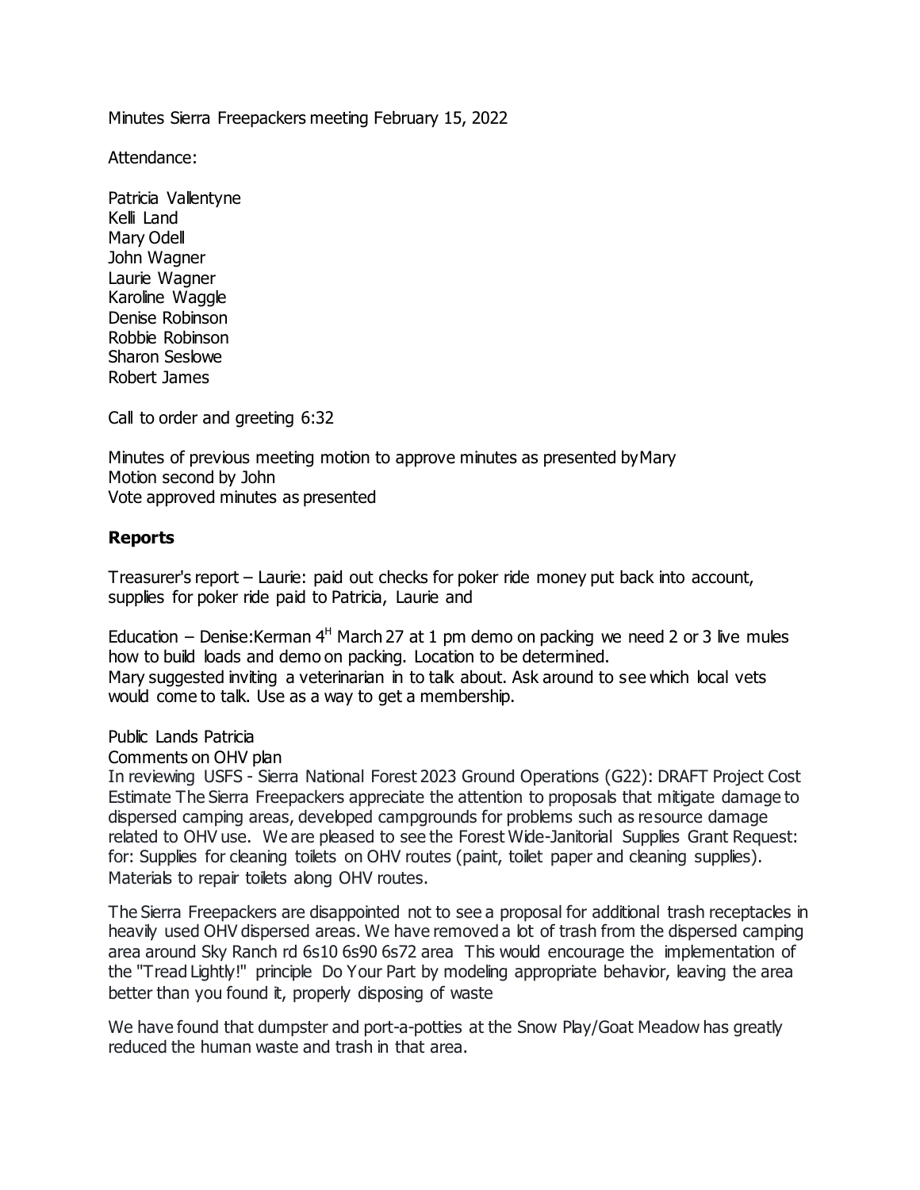Minutes Sierra Freepackers meeting February 15, 2022

Attendance:

Patricia Vallentyne
Kelli Land
Mary Odell
John Wagner
Laurie Wagner
Karoline Waggle
Denise Robinson
Robbie Robinson
Sharon Seslowe
Robert James

Call to order and greeting 6:32

Minutes of previous meeting motion to approve minutes as presented by Mary
Motion second by John
Vote approved minutes as presented

**Reports**

Treasurer's report – Laurie: paid out checks for poker ride money put back into account, supplies for poker ride paid to Patricia, Laurie and

Education – Denise: Kerman 4H March 27 at 1 pm demo on packing we need 2 or 3 live mules how to build loads and demo on packing. Location to be determined.
Mary suggested inviting a veterinarian in to talk about. Ask around to see which local vets would come to talk. Use as a way to get a membership.

Public Lands Patricia
Comments on OHV plan
In reviewing USFS - Sierra National Forest 2023 Ground Operations (G22): DRAFT Project Cost Estimate The Sierra Freepackers appreciate the attention to proposals that mitigate damage to dispersed camping areas, developed campgrounds for problems such as resource damage related to OHV use. We are pleased to see the Forest Wide-Janitorial Supplies Grant Request: for: Supplies for cleaning toilets on OHV routes (paint, toilet paper and cleaning supplies). Materials to repair toilets along OHV routes.

The Sierra Freepackers are disappointed not to see a proposal for additional trash receptacles in heavily used OHV dispersed areas. We have removed a lot of trash from the dispersed camping area around Sky Ranch rd 6s10 6s90 6s72 area This would encourage the implementation of the "Tread Lightly!" principle Do Your Part by modeling appropriate behavior, leaving the area better than you found it, properly disposing of waste

We have found that dumpster and port-a-potties at the Snow Play/Goat Meadow has greatly reduced the human waste and trash in that area.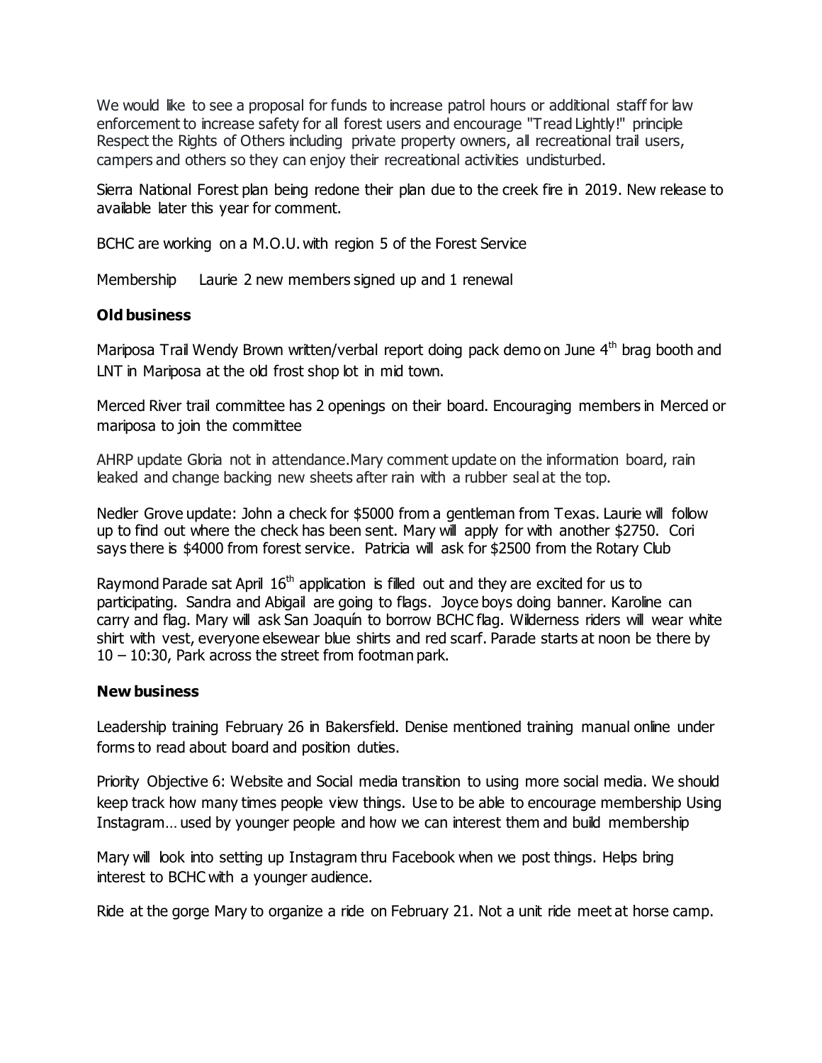We would like to see a proposal for funds to increase patrol hours or additional staff for law enforcement to increase safety for all forest users and encourage "Tread Lightly!" principle Respect the Rights of Others including private property owners, all recreational trail users, campers and others so they can enjoy their recreational activities undisturbed.

Sierra National Forest plan being redone their plan due to the creek fire in 2019. New release to available later this year for comment.

BCHC are working on a M.O.U. with region 5 of the Forest Service

Membership    Laurie 2 new members signed up and 1 renewal

**Old business**

Mariposa Trail Wendy Brown written/verbal report doing pack demo on June 4th brag booth and LNT in Mariposa at the old frost shop lot in mid town.

Merced River trail committee has 2 openings on their board. Encouraging members in Merced or mariposa to join the committee

AHRP update Gloria not in attendance.Mary comment update on the information board, rain leaked and change backing new sheets after rain with a rubber seal at the top.

Nedler Grove update: John a check for $5000 from a gentleman from Texas. Laurie will follow up to find out where the check has been sent. Mary will apply for with another $2750. Cori says there is $4000 from forest service. Patricia will ask for $2500 from the Rotary Club

Raymond Parade sat April 16th application is filled out and they are excited for us to participating. Sandra and Abigail are going to flags. Joyce boys doing banner. Karoline can carry and flag. Mary will ask San Joaquín to borrow BCHC flag. Wilderness riders will wear white shirt with vest, everyone elsewear blue shirts and red scarf. Parade starts at noon be there by 10 – 10:30, Park across the street from footman park.

**New business**

Leadership training February 26 in Bakersfield. Denise mentioned training manual online under forms to read about board and position duties.

Priority Objective 6: Website and Social media transition to using more social media. We should keep track how many times people view things. Use to be able to encourage membership Using Instagram… used by younger people and how we can interest them and build membership

Mary will look into setting up Instagram thru Facebook when we post things. Helps bring interest to BCHC with a younger audience.

Ride at the gorge Mary to organize a ride on February 21. Not a unit ride meet at horse camp.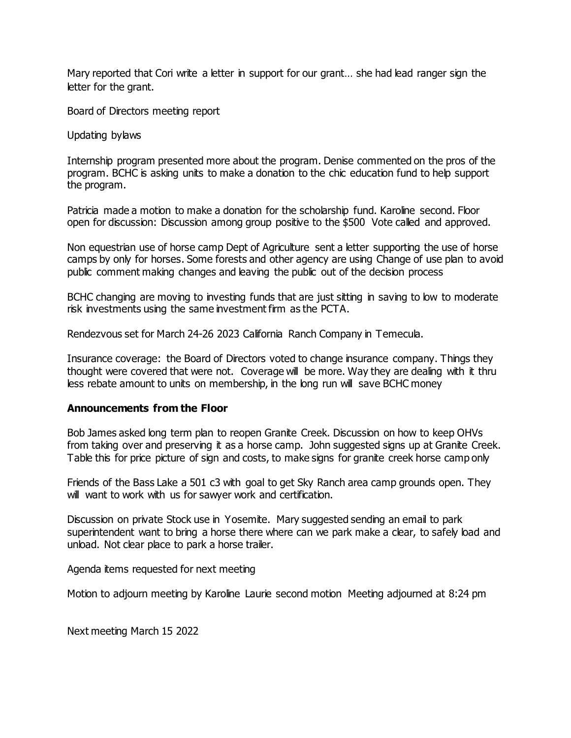Mary reported that Cori write a letter in support for our grant… she had lead ranger sign the letter for the grant.

Board of Directors meeting report

Updating bylaws

Internship program presented more about the program. Denise commented on the pros of the program. BCHC is asking units to make a donation to the chic education fund to help support the program.

Patricia made a motion to make a donation for the scholarship fund. Karoline second. Floor open for discussion: Discussion among group positive to the $500 Vote called and approved.

Non equestrian use of horse camp Dept of Agriculture sent a letter supporting the use of horse camps by only for horses. Some forests and other agency are using Change of use plan to avoid public comment making changes and leaving the public out of the decision process

BCHC changing are moving to investing funds that are just sitting in saving to low to moderate risk investments using the same investment firm as the PCTA.

Rendezvous set for March 24-26 2023 California Ranch Company in Temecula.

Insurance coverage: the Board of Directors voted to change insurance company. Things they thought were covered that were not. Coverage will be more. Way they are dealing with it thru less rebate amount to units on membership, in the long run will save BCHC money

**Announcements from the Floor**

Bob James asked long term plan to reopen Granite Creek. Discussion on how to keep OHVs from taking over and preserving it as a horse camp. John suggested signs up at Granite Creek. Table this for price picture of sign and costs, to make signs for granite creek horse camp only

Friends of the Bass Lake a 501 c3 with goal to get Sky Ranch area camp grounds open. They will want to work with us for sawyer work and certification.

Discussion on private Stock use in Yosemite. Mary suggested sending an email to park superintendent want to bring a horse there where can we park make a clear, to safely load and unload. Not clear place to park a horse trailer.

Agenda items requested for next meeting

Motion to adjourn meeting by Karoline Laurie second motion Meeting adjourned at 8:24 pm

Next meeting March 15 2022